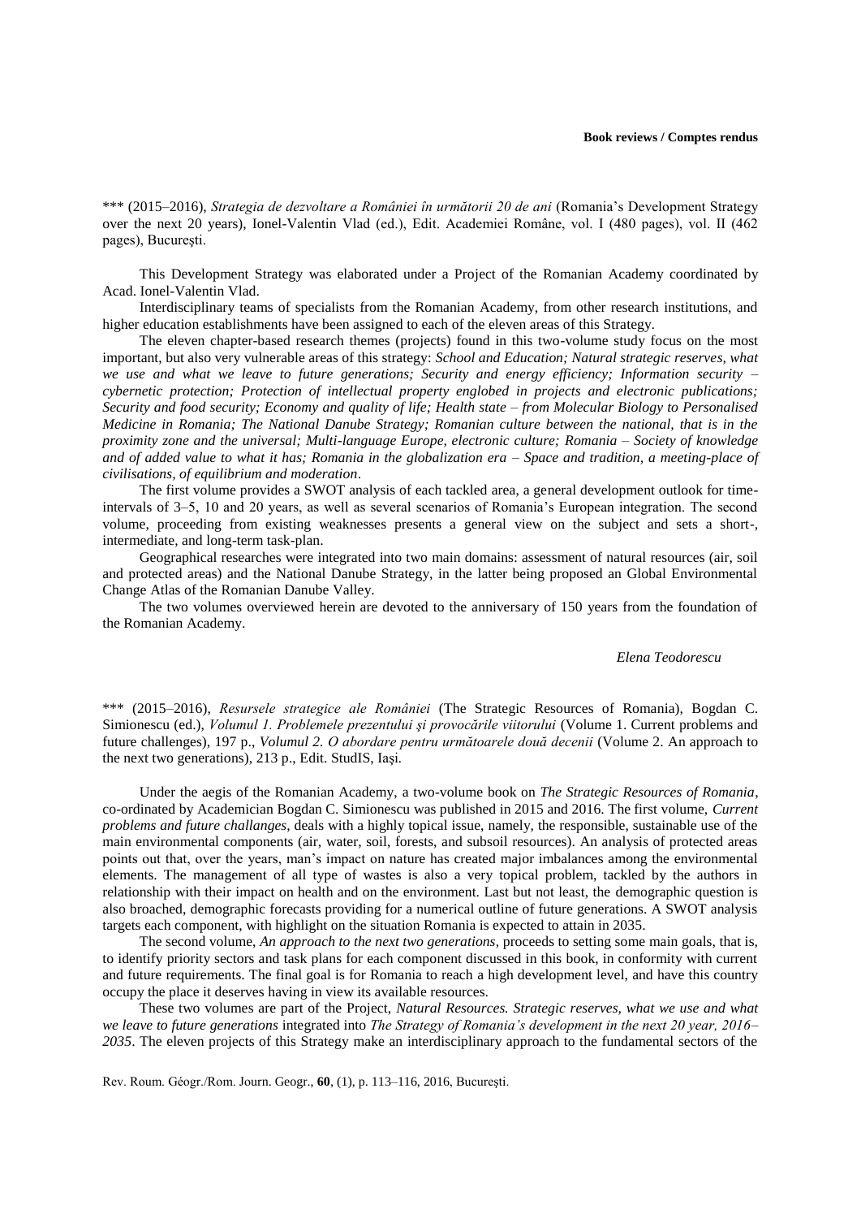\*\*\* (2015–2016), *Strategia de dezvoltare a României în următorii 20 de ani* (Romania's Development Strategy over the next 20 years), Ionel-Valentin Vlad (ed.), Edit. Academiei Române, vol. I (480 pages), vol. II (462 pages), Bucureşti.

This Development Strategy was elaborated under a Project of the Romanian Academy coordinated by Acad. Ionel-Valentin Vlad.

Interdisciplinary teams of specialists from the Romanian Academy, from other research institutions, and higher education establishments have been assigned to each of the eleven areas of this Strategy.

The eleven chapter-based research themes (projects) found in this two-volume study focus on the most important, but also very vulnerable areas of this strategy: *School and Education; Natural strategic reserves, what we use and what we leave to future generations; Security and energy efficiency; Information security – cybernetic protection; Protection of intellectual property englobed in projects and electronic publications; Security and food security; Economy and quality of life; Health state – from Molecular Biology to Personalised Medicine in Romania; The National Danube Strategy; Romanian culture between the national, that is in the proximity zone and the universal; Multi-language Europe, electronic culture; Romania – Society of knowledge and of added value to what it has; Romania in the globalization era – Space and tradition, a meeting-place of civilisations, of equilibrium and moderation*.

The first volume provides a SWOT analysis of each tackled area, a general development outlook for time-intervals of 3–5, 10 and 20 years, as well as several scenarios of Romania's European integration. The second volume, proceeding from existing weaknesses presents a general view on the subject and sets a short-, intermediate, and long-term task-plan.

Geographical researches were integrated into two main domains: assessment of natural resources (air, soil and protected areas) and the National Danube Strategy, in the latter being proposed an Global Environmental Change Atlas of the Romanian Danube Valley.

The two volumes overviewed herein are devoted to the anniversary of 150 years from the foundation of the Romanian Academy.

*Elena Teodorescu*

\*\*\* (2015–2016), *Resursele strategice ale României* (The Strategic Resources of Romania), Bogdan C. Simionescu (ed.), *Volumul 1. Problemele prezentului şi provocările viitorului* (Volume 1. Current problems and future challenges), 197 p., *Volumul 2. O abordare pentru următoarele două decenii* (Volume 2. An approach to the next two generations), 213 p., Edit. StudIS, Iaşi.

Under the aegis of the Romanian Academy, a two-volume book on *The Strategic Resources of Romania*, co-ordinated by Academician Bogdan C. Simionescu was published in 2015 and 2016. The first volume, *Current problems and future challanges*, deals with a highly topical issue, namely, the responsible, sustainable use of the main environmental components (air, water, soil, forests, and subsoil resources). An analysis of protected areas points out that, over the years, man's impact on nature has created major imbalances among the environmental elements. The management of all type of wastes is also a very topical problem, tackled by the authors in relationship with their impact on health and on the environment. Last but not least, the demographic question is also broached, demographic forecasts providing for a numerical outline of future generations. A SWOT analysis targets each component, with highlight on the situation Romania is expected to attain in 2035.

The second volume, *An approach to the next two generations*, proceeds to setting some main goals, that is, to identify priority sectors and task plans for each component discussed in this book, in conformity with current and future requirements. The final goal is for Romania to reach a high development level, and have this country occupy the place it deserves having in view its available resources.

These two volumes are part of the Project, *Natural Resources. Strategic reserves, what we use and what we leave to future generations* integrated into *The Strategy of Romania's development in the next 20 year, 2016–2035*. The eleven projects of this Strategy make an interdisciplinary approach to the fundamental sectors of the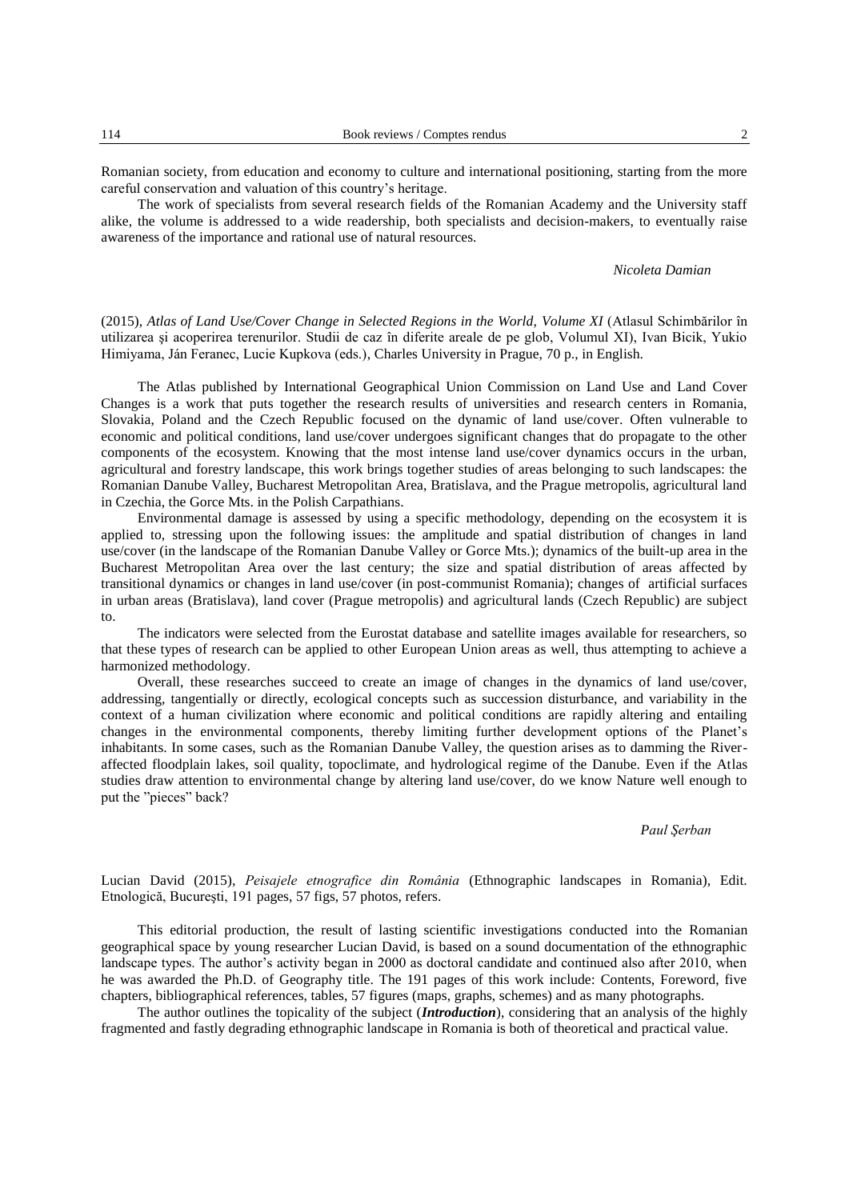Romanian society, from education and economy to culture and international positioning, starting from the more careful conservation and valuation of this country's heritage.

The work of specialists from several research fields of the Romanian Academy and the University staff alike, the volume is addressed to a wide readership, both specialists and decision-makers, to eventually raise awareness of the importance and rational use of natural resources.

*Nicoleta Damian*

(2015), *Atlas of Land Use/Cover Change in Selected Regions in the World, Volume XI* (Atlasul Schimbărilor în utilizarea şi acoperirea terenurilor. Studii de caz în diferite areale de pe glob, Volumul XI), Ivan Bicik, Yukio Himiyama, Ján Feranec, Lucie Kupkova (eds.), Charles University in Prague, 70 p., in English.

The Atlas published by International Geographical Union Commission on Land Use and Land Cover Changes is a work that puts together the research results of universities and research centers in Romania, Slovakia, Poland and the Czech Republic focused on the dynamic of land use/cover. Often vulnerable to economic and political conditions, land use/cover undergoes significant changes that do propagate to the other components of the ecosystem. Knowing that the most intense land use/cover dynamics occurs in the urban, agricultural and forestry landscape, this work brings together studies of areas belonging to such landscapes: the Romanian Danube Valley, Bucharest Metropolitan Area, Bratislava, and the Prague metropolis, agricultural land in Czechia, the Gorce Mts. in the Polish Carpathians.

Environmental damage is assessed by using a specific methodology, depending on the ecosystem it is applied to, stressing upon the following issues: the amplitude and spatial distribution of changes in land use/cover (in the landscape of the Romanian Danube Valley or Gorce Mts.); dynamics of the built-up area in the Bucharest Metropolitan Area over the last century; the size and spatial distribution of areas affected by transitional dynamics or changes in land use/cover (in post-communist Romania); changes of artificial surfaces in urban areas (Bratislava), land cover (Prague metropolis) and agricultural lands (Czech Republic) are subject to.

The indicators were selected from the Eurostat database and satellite images available for researchers, so that these types of research can be applied to other European Union areas as well, thus attempting to achieve a harmonized methodology.

Overall, these researches succeed to create an image of changes in the dynamics of land use/cover, addressing, tangentially or directly, ecological concepts such as succession disturbance, and variability in the context of a human civilization where economic and political conditions are rapidly altering and entailing changes in the environmental components, thereby limiting further development options of the Planet's inhabitants. In some cases, such as the Romanian Danube Valley, the question arises as to damming the River-affected floodplain lakes, soil quality, topoclimate, and hydrological regime of the Danube. Even if the Atlas studies draw attention to environmental change by altering land use/cover, do we know Nature well enough to put the "pieces" back?

*Paul Şerban*

Lucian David (2015), *Peisajele etnografice din România* (Ethnographic landscapes in Romania), Edit. Etnologică, Bucureşti, 191 pages, 57 figs, 57 photos, refers.

This editorial production, the result of lasting scientific investigations conducted into the Romanian geographical space by young researcher Lucian David, is based on a sound documentation of the ethnographic landscape types. The author's activity began in 2000 as doctoral candidate and continued also after 2010, when he was awarded the Ph.D. of Geography title. The 191 pages of this work include: Contents, Foreword, five chapters, bibliographical references, tables, 57 figures (maps, graphs, schemes) and as many photographs.

The author outlines the topicality of the subject (***Introduction***), considering that an analysis of the highly fragmented and fastly degrading ethnographic landscape in Romania is both of theoretical and practical value.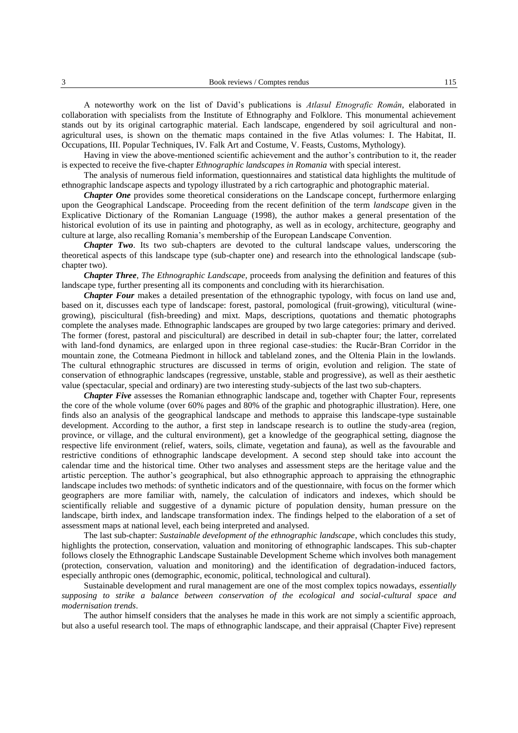A noteworthy work on the list of David's publications is *Atlasul Etnografic Român*, elaborated in collaboration with specialists from the Institute of Ethnography and Folklore. This monumental achievement stands out by its original cartographic material. Each landscape, engendered by soil agricultural and non-agricultural uses, is shown on the thematic maps contained in the five Atlas volumes: I. The Habitat, II. Occupations, III. Popular Techniques, IV. Falk Art and Costume, V. Feasts, Customs, Mythology).

Having in view the above-mentioned scientific achievement and the author's contribution to it, the reader is expected to receive the five-chapter *Ethnographic landscapes in Romania* with special interest.

The analysis of numerous field information, questionnaires and statistical data highlights the multitude of ethnographic landscape aspects and typology illustrated by a rich cartographic and photographic material.

***Chapter One*** provides some theoretical considerations on the Landscape concept, furthermore enlarging upon the Geographical Landscape. Proceeding from the recent definition of the term *landscape* given in the Explicative Dictionary of the Romanian Language (1998), the author makes a general presentation of the historical evolution of its use in painting and photography, as well as in ecology, architecture, geography and culture at large, also recalling Romania's membership of the European Landscape Convention.

***Chapter Two***. Its two sub-chapters are devoted to the cultural landscape values, underscoring the theoretical aspects of this landscape type (sub-chapter one) and research into the ethnological landscape (sub-chapter two).

***Chapter Three***, *The Ethnographic Landscape*, proceeds from analysing the definition and features of this landscape type, further presenting all its components and concluding with its hierarchisation.

***Chapter Four*** makes a detailed presentation of the ethnographic typology, with focus on land use and, based on it, discusses each type of landscape: forest, pastoral, pomological (fruit-growing), viticultural (wine-growing), piscicultural (fish-breeding) and mixt. Maps, descriptions, quotations and thematic photographs complete the analyses made. Ethnographic landscapes are grouped by two large categories: primary and derived. The former (forest, pastoral and piscicultural) are described in detail in sub-chapter four; the latter, correlated with land-fond dynamics, are enlarged upon in three regional case-studies: the Rucăr-Bran Corridor in the mountain zone, the Cotmeana Piedmont in hillock and tableland zones, and the Oltenia Plain in the lowlands. The cultural ethnographic structures are discussed in terms of origin, evolution and religion. The state of conservation of ethnographic landscapes (regressive, unstable, stable and progressive), as well as their aesthetic value (spectacular, special and ordinary) are two interesting study-subjects of the last two sub-chapters.

***Chapter Five*** assesses the Romanian ethnographic landscape and, together with Chapter Four, represents the core of the whole volume (over 60% pages and 80% of the graphic and photographic illustration). Here, one finds also an analysis of the geographical landscape and methods to appraise this landscape-type sustainable development. According to the author, a first step in landscape research is to outline the study-area (region, province, or village, and the cultural environment), get a knowledge of the geographical setting, diagnose the respective life environment (relief, waters, soils, climate, vegetation and fauna), as well as the favourable and restrictive conditions of ethnographic landscape development. A second step should take into account the calendar time and the historical time. Other two analyses and assessment steps are the heritage value and the artistic perception. The author's geographical, but also ethnographic approach to appraising the ethnographic landscape includes two methods: of synthetic indicators and of the questionnaire, with focus on the former which geographers are more familiar with, namely, the calculation of indicators and indexes, which should be scientifically reliable and suggestive of a dynamic picture of population density, human pressure on the landscape, birth index, and landscape transformation index. The findings helped to the elaboration of a set of assessment maps at national level, each being interpreted and analysed.

The last sub-chapter: *Sustainable development of the ethnographic landscape*, which concludes this study, highlights the protection, conservation, valuation and monitoring of ethnographic landscapes. This sub-chapter follows closely the Ethnographic Landscape Sustainable Development Scheme which involves both management (protection, conservation, valuation and monitoring) and the identification of degradation-induced factors, especially anthropic ones (demographic, economic, political, technological and cultural).

Sustainable development and rural management are one of the most complex topics nowadays, *essentially supposing to strike a balance between conservation of the ecological and social-cultural space and modernisation trends*.

The author himself considers that the analyses he made in this work are not simply a scientific approach, but also a useful research tool. The maps of ethnographic landscape, and their appraisal (Chapter Five) represent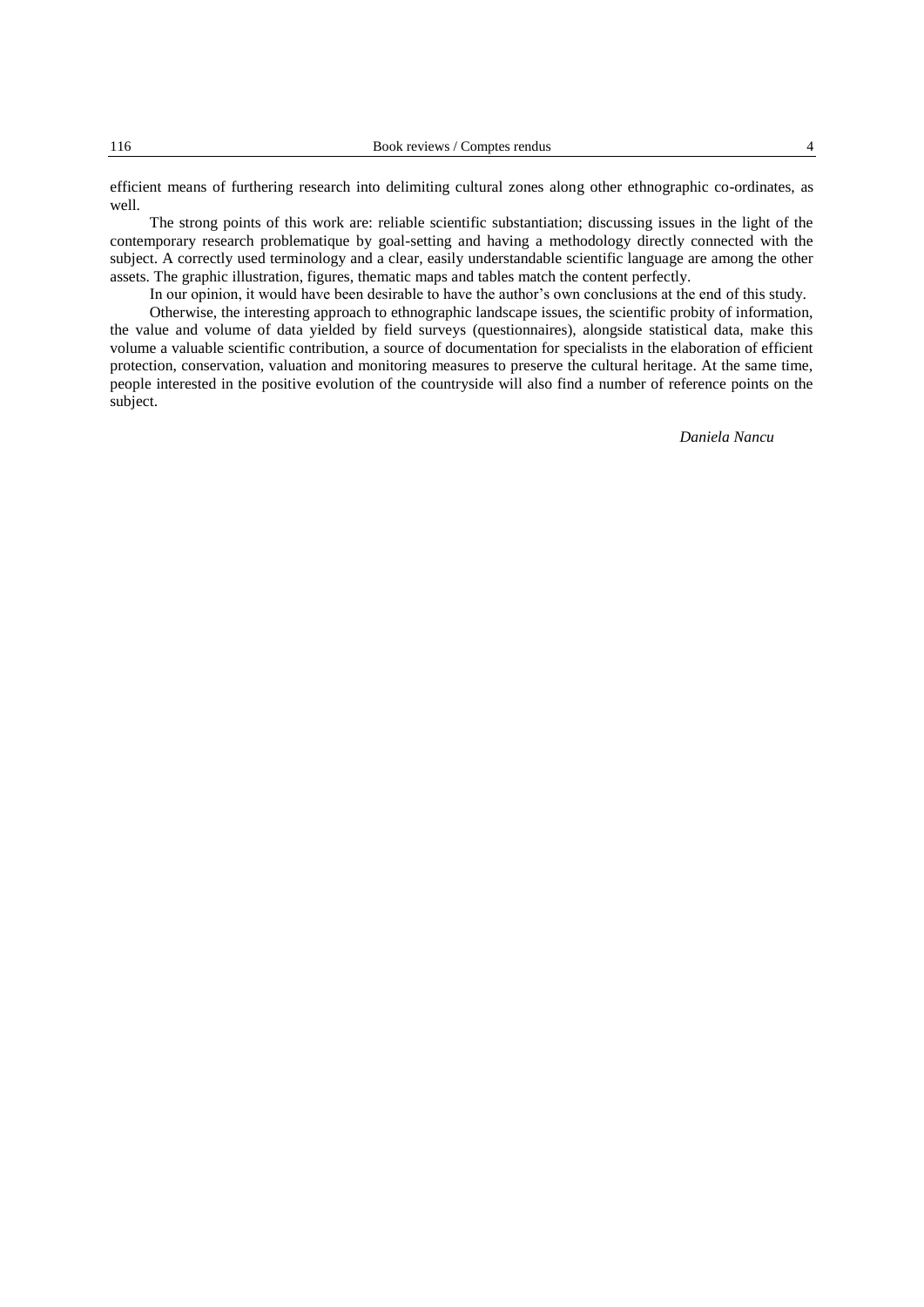efficient means of furthering research into delimiting cultural zones along other ethnographic co-ordinates, as well.

The strong points of this work are: reliable scientific substantiation; discussing issues in the light of the contemporary research problematique by goal-setting and having a methodology directly connected with the subject. A correctly used terminology and a clear, easily understandable scientific language are among the other assets. The graphic illustration, figures, thematic maps and tables match the content perfectly.

In our opinion, it would have been desirable to have the author's own conclusions at the end of this study.

Otherwise, the interesting approach to ethnographic landscape issues, the scientific probity of information, the value and volume of data yielded by field surveys (questionnaires), alongside statistical data, make this volume a valuable scientific contribution, a source of documentation for specialists in the elaboration of efficient protection, conservation, valuation and monitoring measures to preserve the cultural heritage. At the same time, people interested in the positive evolution of the countryside will also find a number of reference points on the subject.

*Daniela Nancu*